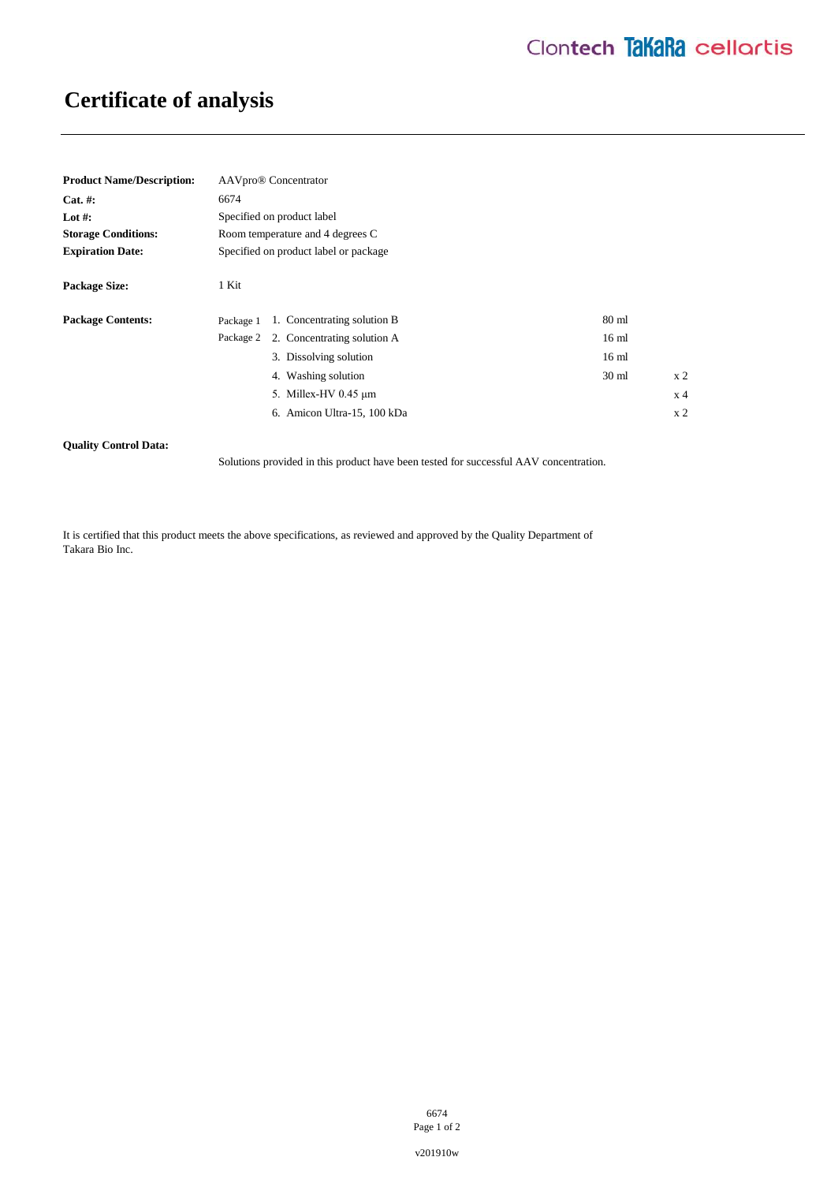# Certificate of analysis

| | |
|---|---|
| **Product Name/Description:** | AAVpro® Concentrator |
| **Cat. #:** | 6674 |
| **Lot #:** | Specified on product label |
| **Storage Conditions:** | Room temperature and 4 degrees C |
| **Expiration Date:** | Specified on product label or package |
| **Package Size:** | 1 Kit |

**Package Contents:**

| Package | Item | Volume | Quantity |
|---|---|---|---|
| Package 1 | 1. Concentrating solution B | 80 ml | |
| Package 2 | 2. Concentrating solution A | 16 ml | |
| | 3. Dissolving solution | 16 ml | |
| | 4. Washing solution | 30 ml | x 2 |
| | 5. Millex-HV 0.45 µm | | x 4 |
| | 6. Amicon Ultra-15, 100 kDa | | x 2 |

**Quality Control Data:**

Solutions provided in this product have been tested for successful AAV concentration.

It is certified that this product meets the above specifications, as reviewed and approved by the Quality Department of Takara Bio Inc.

v201910w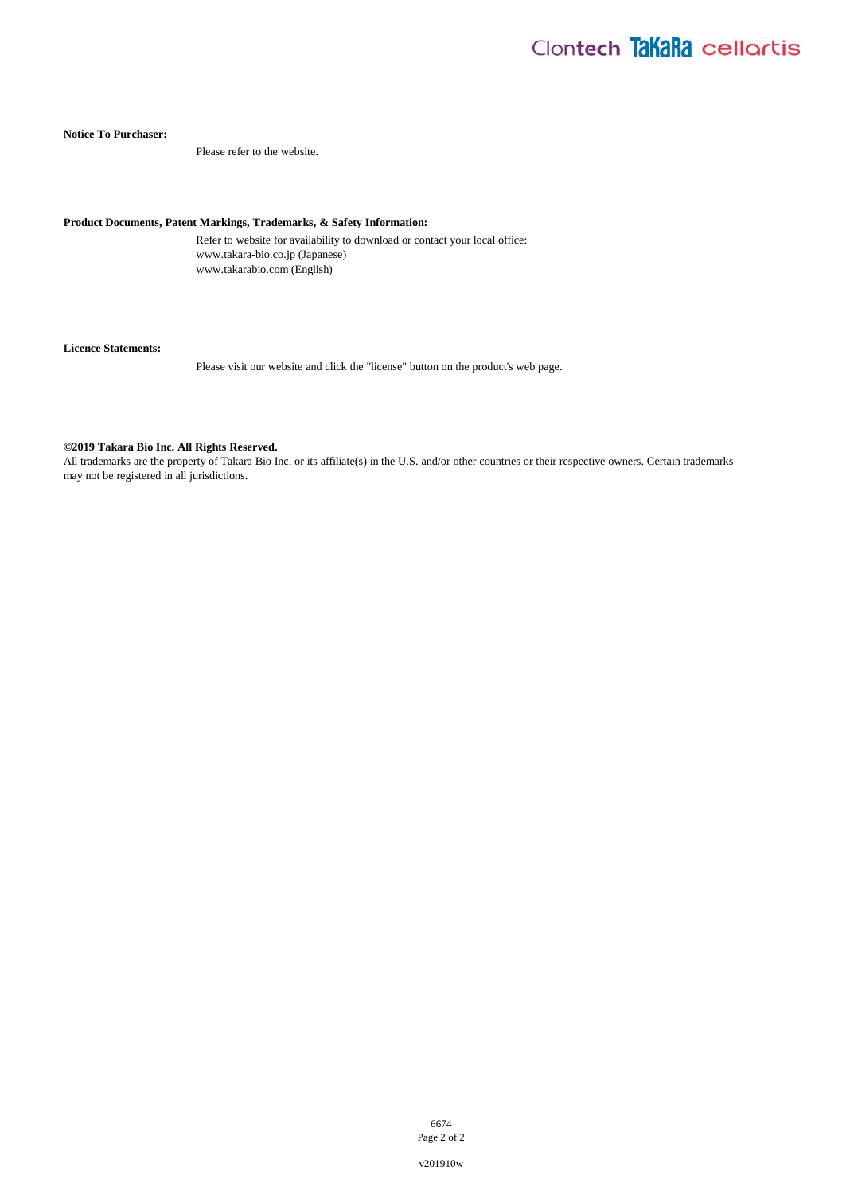**Notice To Purchaser:**

Please refer to the website.

**Product Documents, Patent Markings, Trademarks, & Safety Information:**

Refer to website for availability to download or contact your local office:
www.takara-bio.co.jp (Japanese)
www.takarabio.com (English)

**Licence Statements:**

Please visit our website and click the "license" button on the product's web page.

**©2019 Takara Bio Inc. All Rights Reserved.**
All trademarks are the property of Takara Bio Inc. or its affiliate(s) in the U.S. and/or other countries or their respective owners. Certain trademarks may not be registered in all jurisdictions.

6674

v201910w